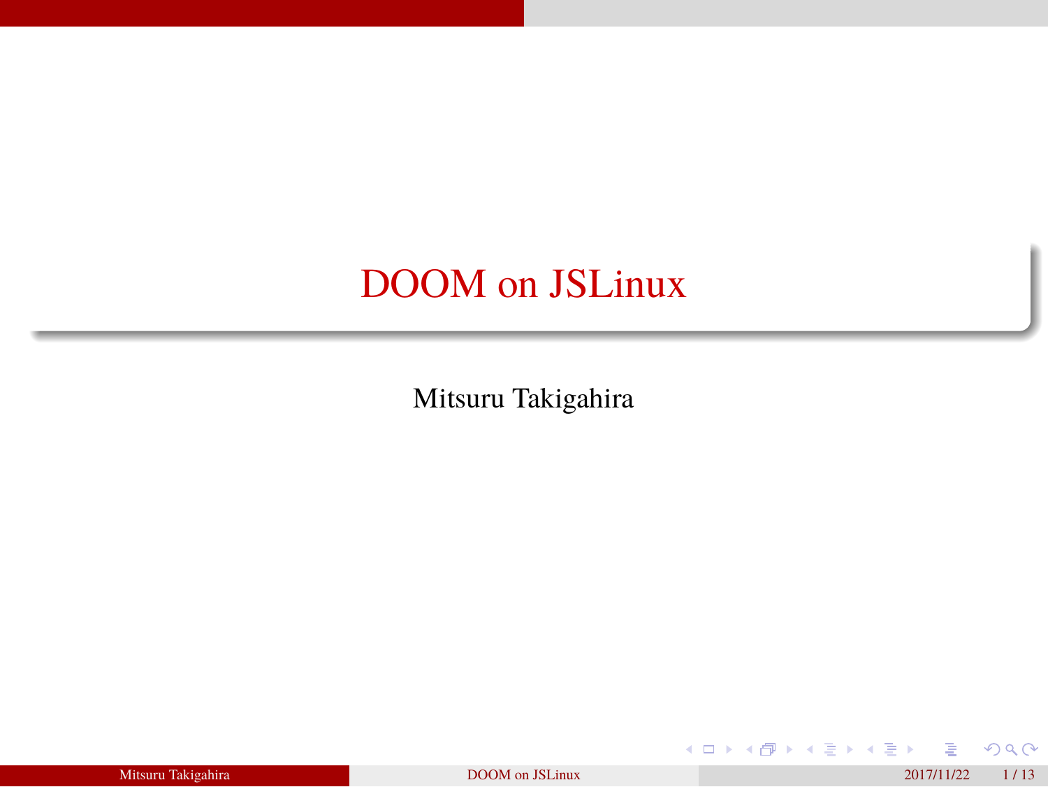# DOOM on JSLinux

Mitsuru Takigahira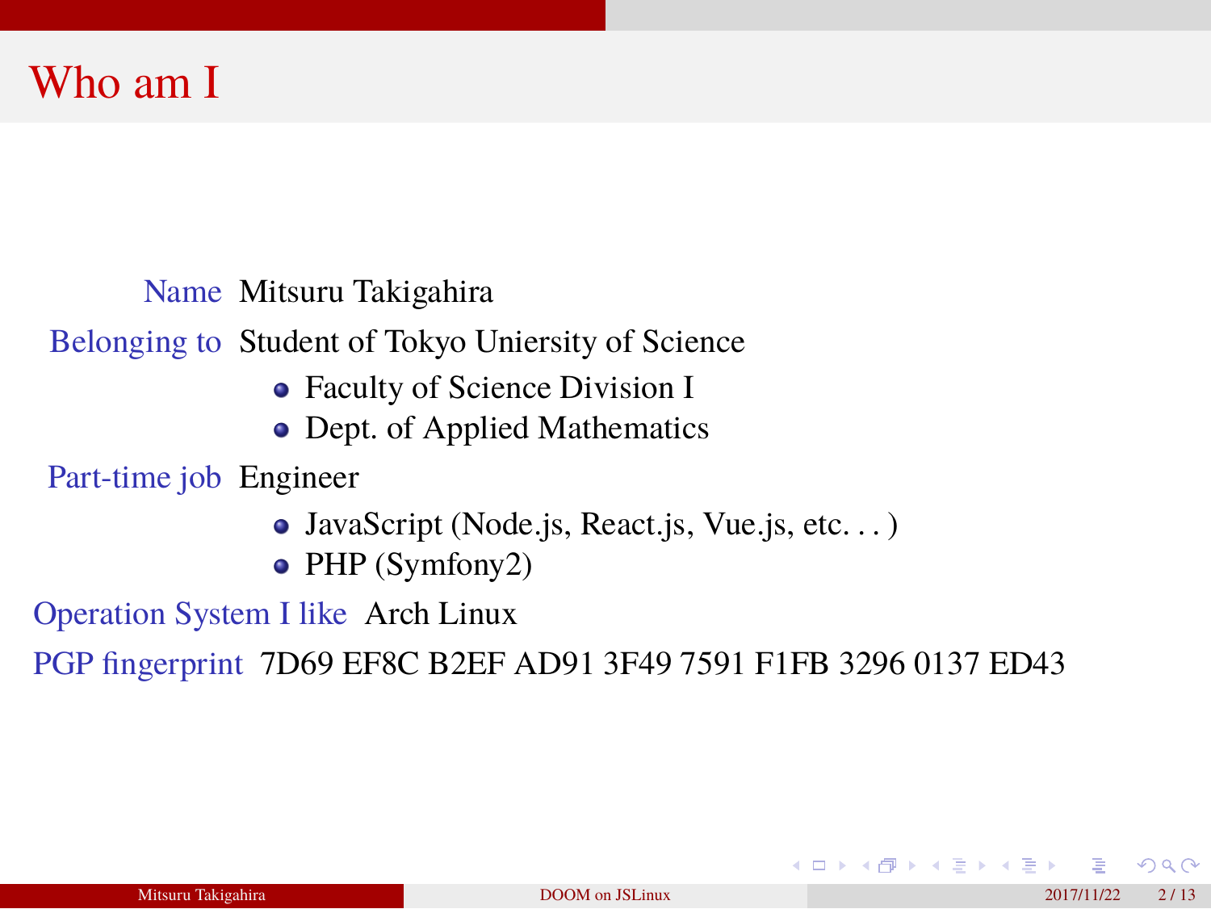# Who am I

**Name** Mitsuru Takigahira

**Belonging to** Student of Tokyo Uniersity of Science

- Faculty of Science Division I
- Dept. of Applied Mathematics

**Part-time job** Engineer

- JavaScript (Node.js, React.js, Vue.js, etc. . . )
- PHP (Symfony2)

**Operation System I like** Arch Linux

**PGP fingerprint** 7D69 EF8C B2EF AD91 3F49 7591 F1FB 3296 0137 ED43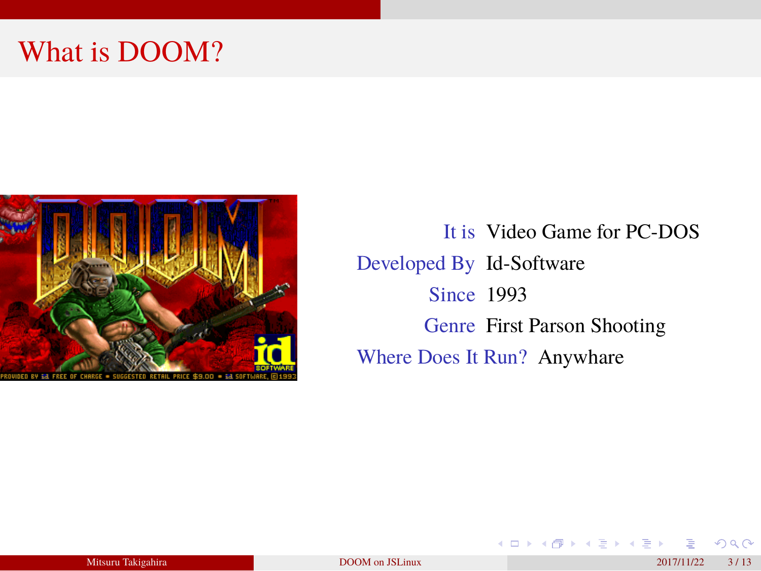# What is DOOM?

| | |
|---|---|
| It is | Video Game for PC-DOS |
| Developed By | Id-Software |
| Since | 1993 |
| Genre | First Parson Shooting |
| Where Does It Run? | Anywhare |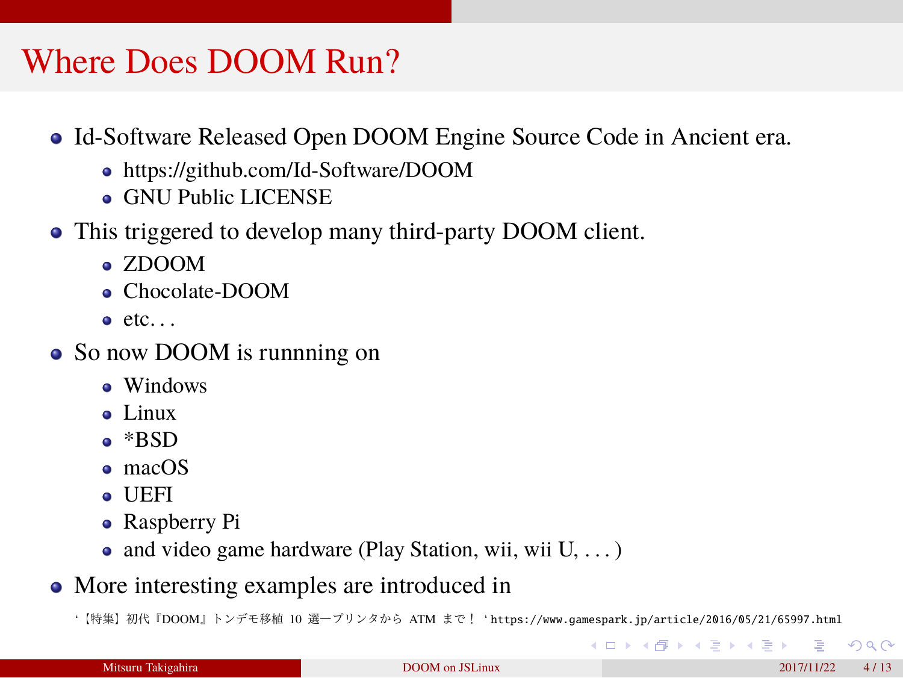# Where Does DOOM Run?

- Id-Software Released Open DOOM Engine Source Code in Ancient era.
  - https://github.com/Id-Software/DOOM
  - GNU Public LICENSE
- This triggered to develop many third-party DOOM client.
  - ZDOOM
  - Chocolate-DOOM
  - etc. . .
- So now DOOM is runnning on
  - Windows
  - Linux
  - *BSD
  - macOS
  - UEFI
  - Raspberry Pi
  - and video game hardware (Play Station, wii, wii U, . . . )
- More interesting examples are introduced in

‘【特集】初代『DOOM』トンデモ移植 10 選―プリンタから ATM まで！‘ `https://www.gamespark.jp/article/2016/05/21/65997.html`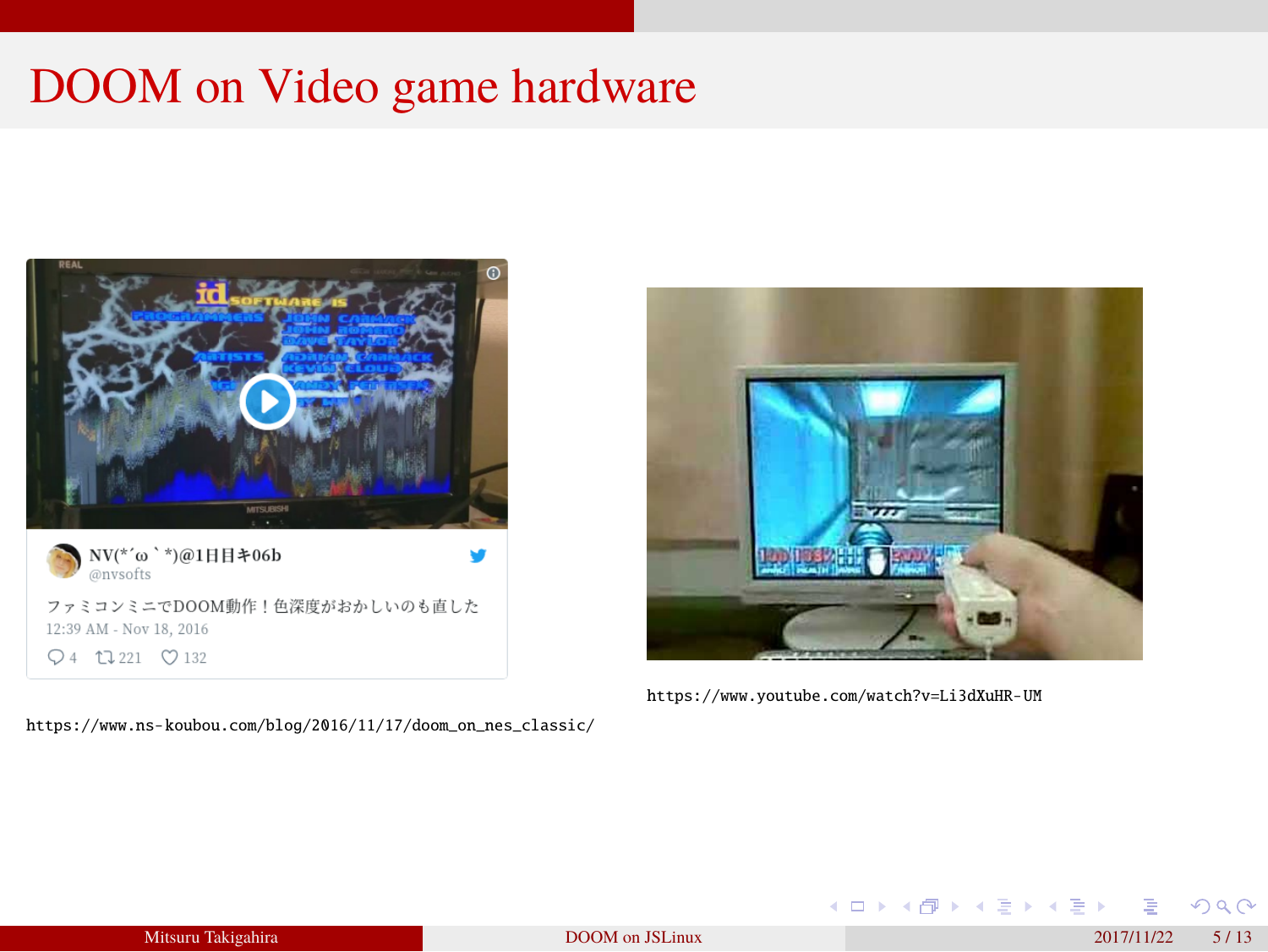# DOOM on Video game hardware

NV(*´ω｀*)@1日目キ06b
@nvsofts

ファミコンミニでDOOM動作！色深度がおかしいのも直した

12:39 AM - Nov 18, 2016

4 221 132

https://www.ns-koubou.com/blog/2016/11/17/doom_on_nes_classic/

https://www.youtube.com/watch?v=Li3dXuHR-UM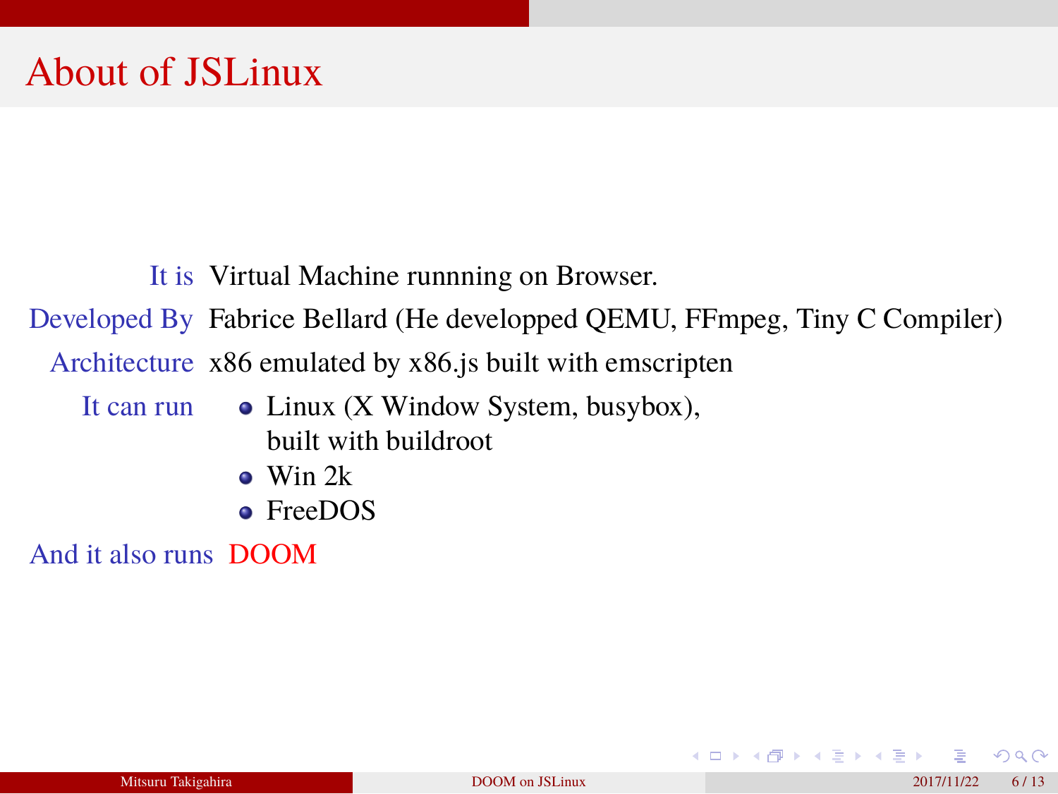# About of JSLinux

**It is** Virtual Machine runnning on Browser.

**Developed By** Fabrice Bellard (He developped QEMU, FFmpeg, Tiny C Compiler)

**Architecture** x86 emulated by x86.js built with emscripten

**It can run**

- Linux (X Window System, busybox), built with buildroot
- Win 2k
- FreeDOS

**And it also runs** DOOM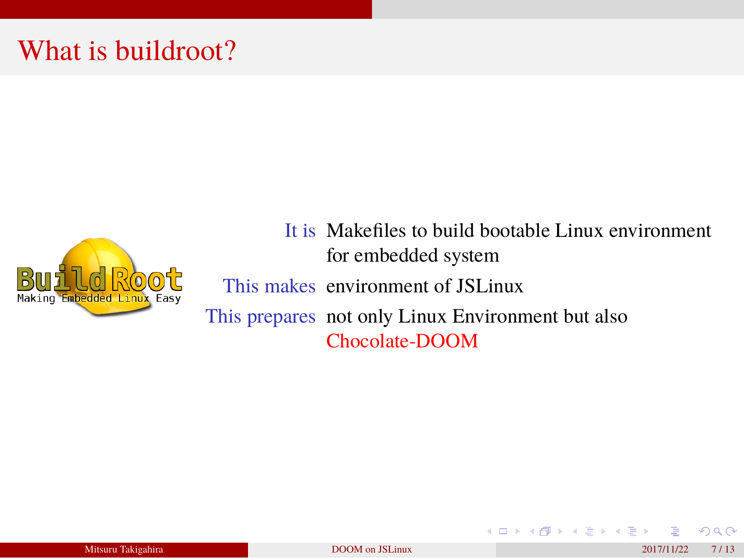# What is buildroot?

It is
: Makefiles to build bootable Linux environment for embedded system

This makes
: environment of JSLinux

This prepares
: not only Linux Environment but also Chocolate-DOOM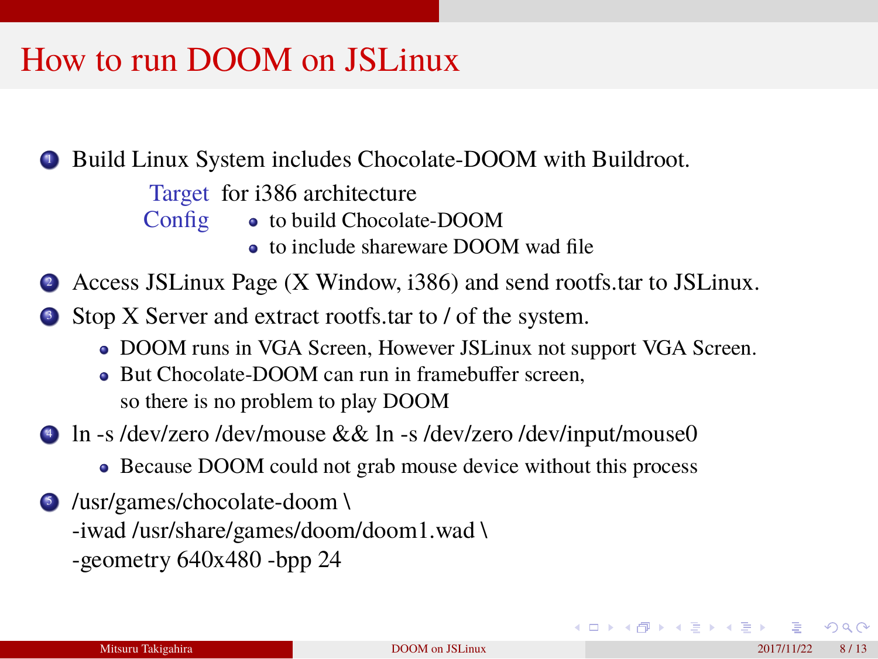# How to run DOOM on JSLinux

1. Build Linux System includes Chocolate-DOOM with Buildroot.
   - **Target**: for i386 architecture
   - **Config**:
     - to build Chocolate-DOOM
     - to include shareware DOOM wad file
2. Access JSLinux Page (X Window, i386) and send rootfs.tar to JSLinux.
3. Stop X Server and extract rootfs.tar to / of the system.
   - DOOM runs in VGA Screen, However JSLinux not support VGA Screen.
   - But Chocolate-DOOM can run in framebuffer screen, so there is no problem to play DOOM
4. ln -s /dev/zero /dev/mouse && ln -s /dev/zero /dev/input/mouse0
   - Because DOOM could not grab mouse device without this process
5. /usr/games/chocolate-doom \
   -iwad /usr/share/games/doom/doom1.wad \
   -geometry 640x480 -bpp 24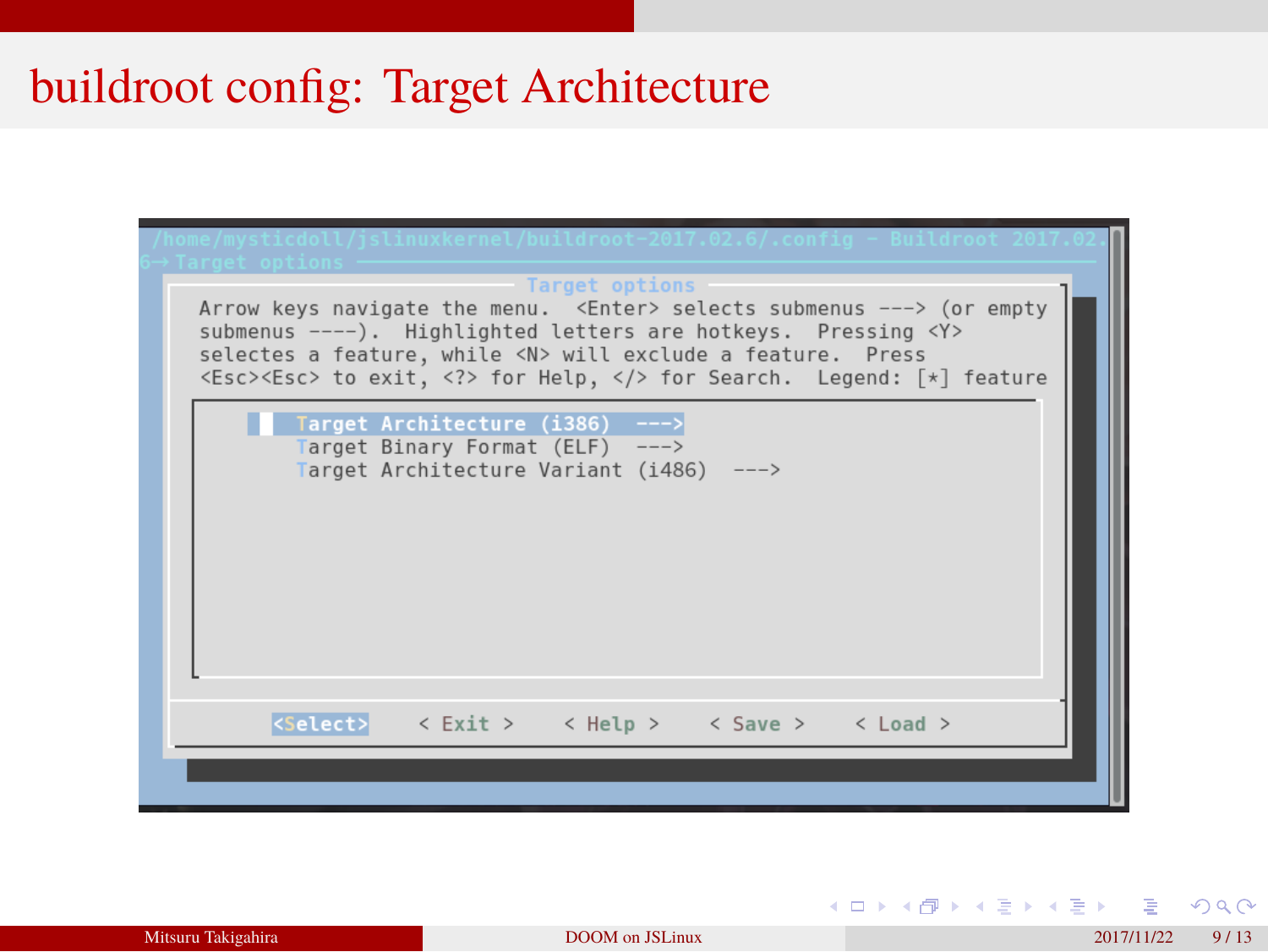# buildroot config: Target Architecture

```
/home/mysticdoll/jslinuxkernel/buildroot-2017.02.6/.config - Buildroot 2017.02.
6→ Target options
                              Target options
  Arrow keys navigate the menu.  <Enter> selects submenus ---> (or empty
  submenus ----).  Highlighted letters are hotkeys.  Pressing <Y>
  selectes a feature, while <N> will exclude a feature.  Press
  <Esc><Esc> to exit, <?> for Help, </> for Search.  Legend: [*] feature

            Target Architecture (i386)  --->
            Target Binary Format (ELF)  --->
            Target Architecture Variant (i486)  --->

        <Select>    < Exit >    < Help >    < Save >    < Load >
```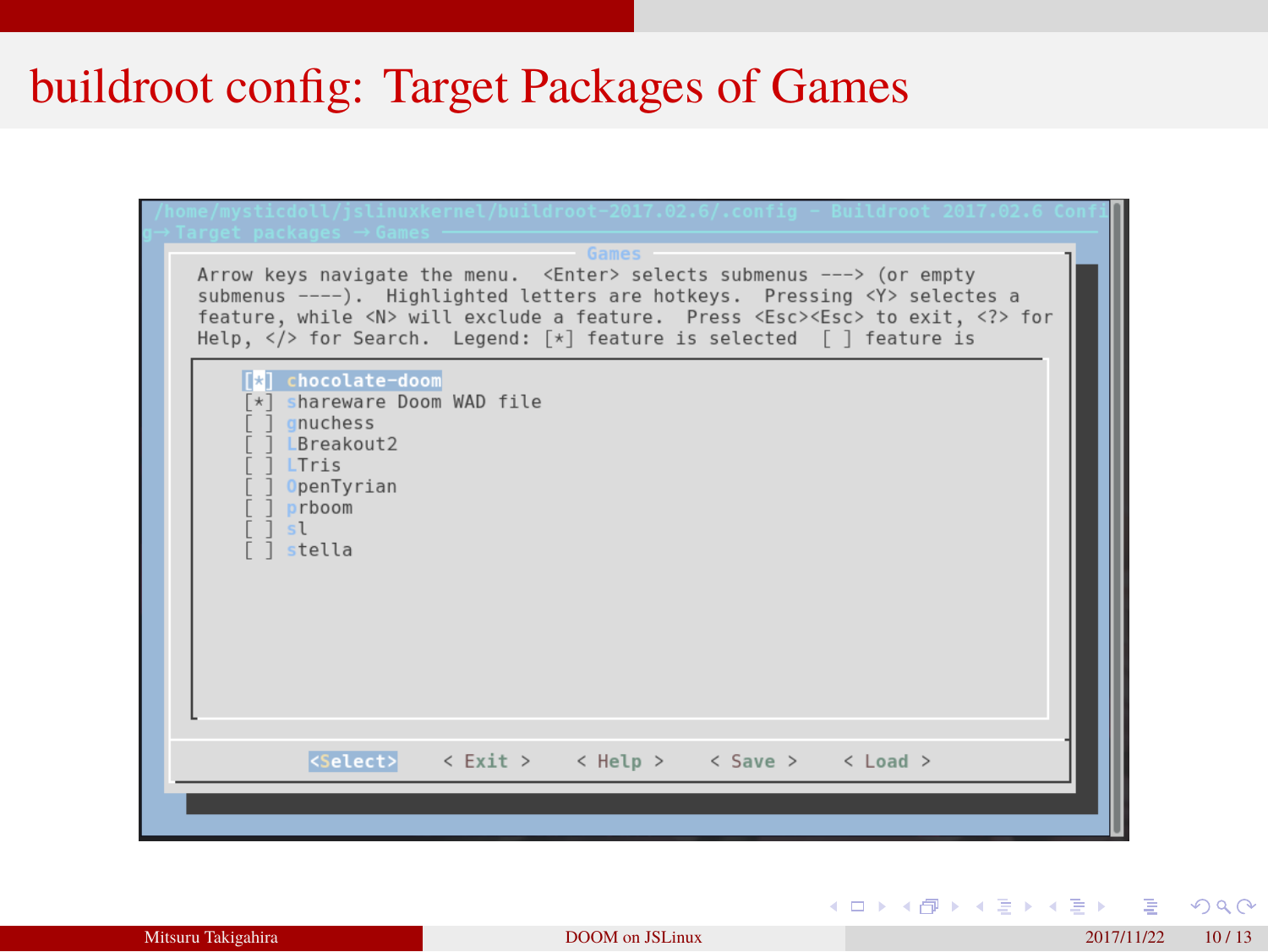# buildroot config: Target Packages of Games

```
/home/mysticdoll/jslinuxkernel/buildroot-2017.02.6/.config - Buildroot 2017.02.6 Confi
g→ Target packages → Games
                                    Games
  Arrow keys navigate the menu.  <Enter> selects submenus ---> (or empty
  submenus ----).  Highlighted letters are hotkeys.  Pressing <Y> selects a
  feature, while <N> will exclude a feature.  Press <Esc><Esc> to exit, <?> for
  Help, </> for Search.  Legend: [*] feature is selected  [ ] feature is

        [*] chocolate-doom
        [*] shareware Doom WAD file
        [ ] gnuchess
        [ ] LBreakout2
        [ ] LTris
        [ ] OpenTyrian
        [ ] prboom
        [ ] sl
        [ ] stella

          <Select>    < Exit >    < Help >    < Save >    < Load >
```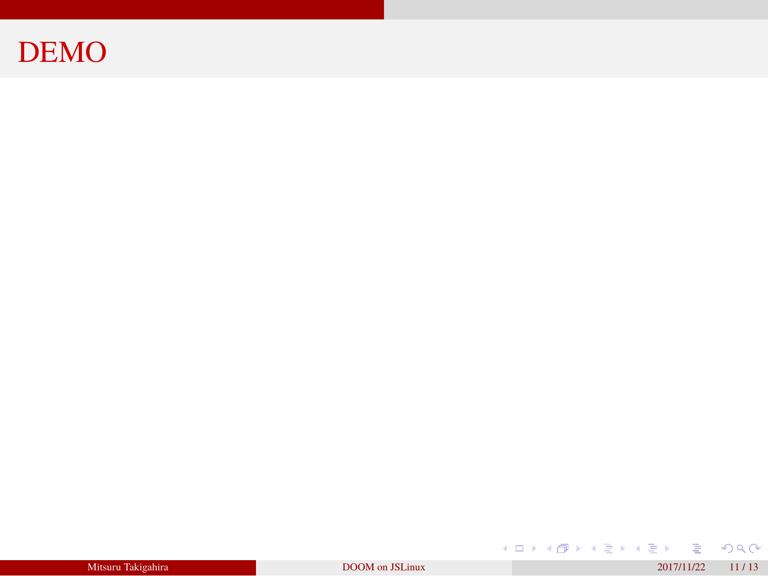# DEMO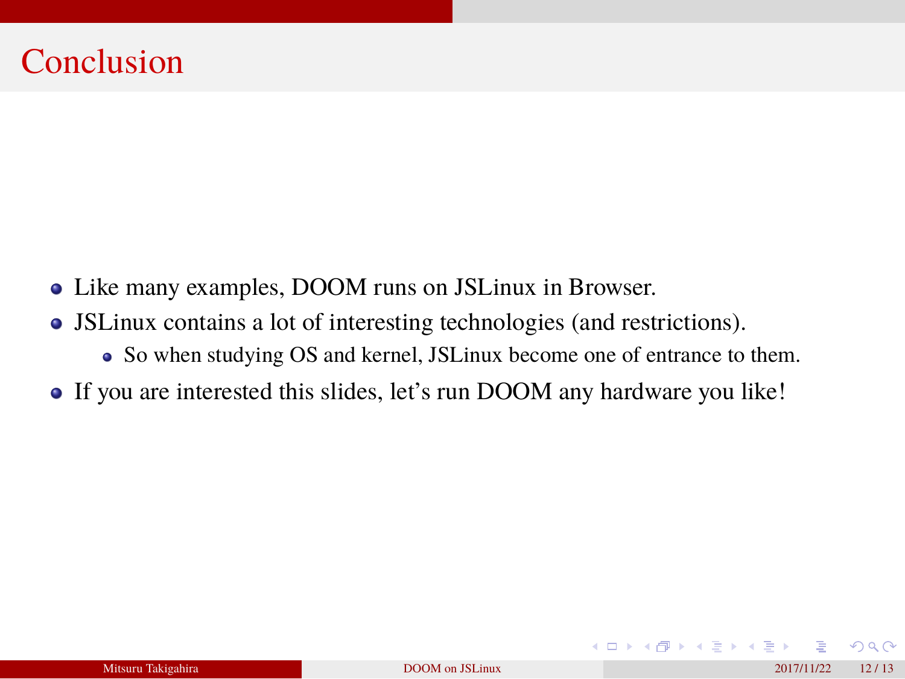# Conclusion

- Like many examples, DOOM runs on JSLinux in Browser.
- JSLinux contains a lot of interesting technologies (and restrictions).
  - So when studying OS and kernel, JSLinux become one of entrance to them.
- If you are interested this slides, let's run DOOM any hardware you like!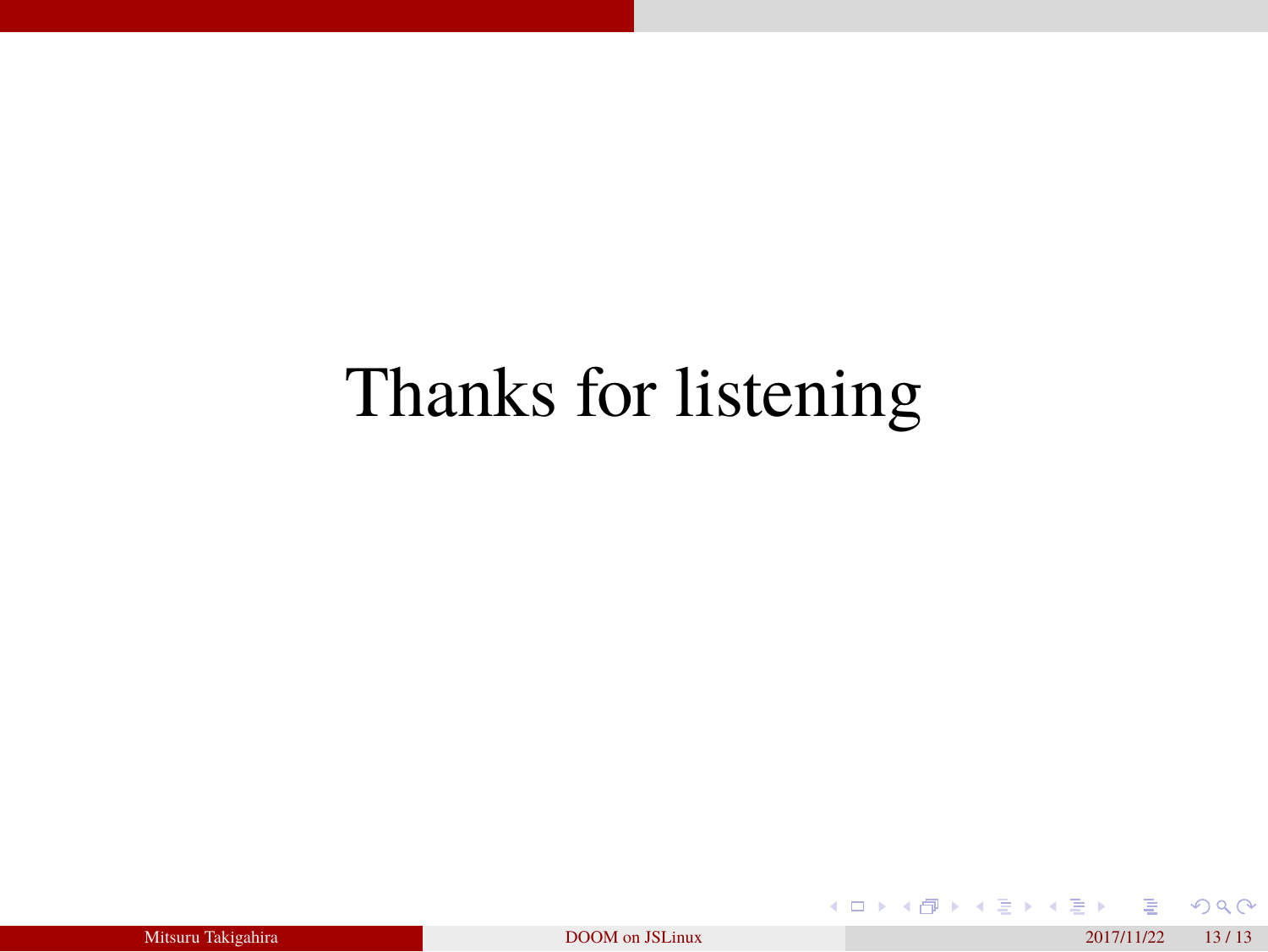# Thanks for listening